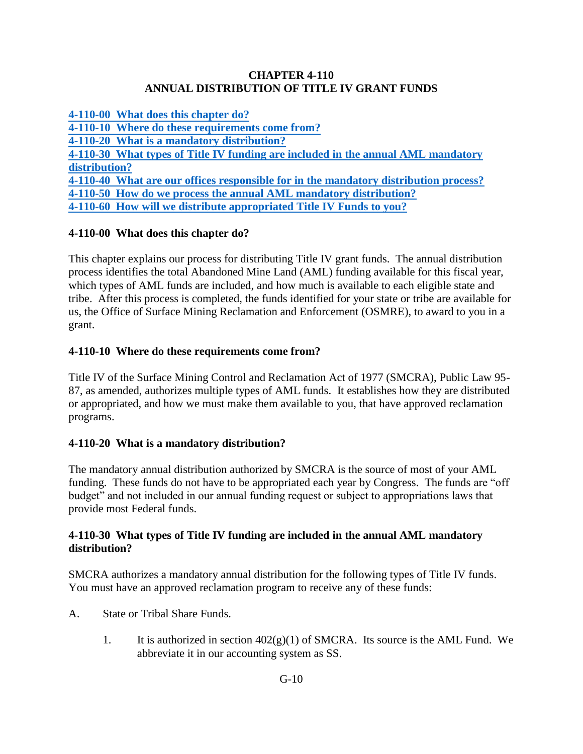# CHAPTER 4-110
# ANNUAL DISTRIBUTION OF TITLE IV GRANT FUNDS

**4-110-00 What does this chapter do?**
**4-110-10 Where do these requirements come from?**
**4-110-20 What is a mandatory distribution?**
**4-110-30 What types of Title IV funding are included in the annual AML mandatory distribution?**
**4-110-40 What are our offices responsible for in the mandatory distribution process?**
**4-110-50 How do we process the annual AML mandatory distribution?**
**4-110-60 How will we distribute appropriated Title IV Funds to you?**

## 4-110-00 What does this chapter do?

This chapter explains our process for distributing Title IV grant funds. The annual distribution process identifies the total Abandoned Mine Land (AML) funding available for this fiscal year, which types of AML funds are included, and how much is available to each eligible state and tribe. After this process is completed, the funds identified for your state or tribe are available for us, the Office of Surface Mining Reclamation and Enforcement (OSMRE), to award to you in a grant.

## 4-110-10 Where do these requirements come from?

Title IV of the Surface Mining Control and Reclamation Act of 1977 (SMCRA), Public Law 95-87, as amended, authorizes multiple types of AML funds. It establishes how they are distributed or appropriated, and how we must make them available to you, that have approved reclamation programs.

## 4-110-20 What is a mandatory distribution?

The mandatory annual distribution authorized by SMCRA is the source of most of your AML funding. These funds do not have to be appropriated each year by Congress. The funds are "off budget" and not included in our annual funding request or subject to appropriations laws that provide most Federal funds.

## 4-110-30 What types of Title IV funding are included in the annual AML mandatory distribution?

SMCRA authorizes a mandatory annual distribution for the following types of Title IV funds. You must have an approved reclamation program to receive any of these funds:

A. State or Tribal Share Funds.

   1. It is authorized in section 402(g)(1) of SMCRA. Its source is the AML Fund. We abbreviate it in our accounting system as SS.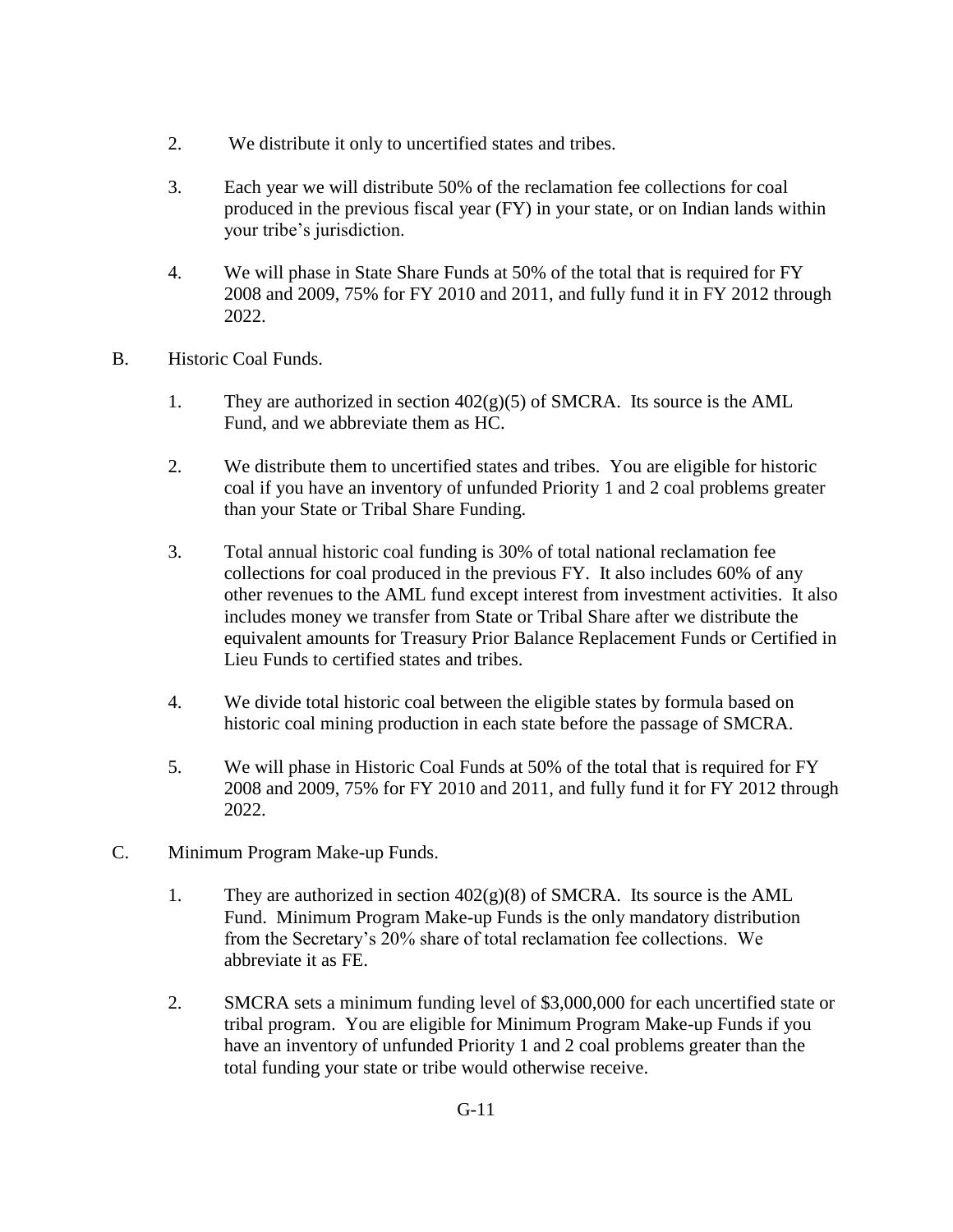2. We distribute it only to uncertified states and tribes.

3. Each year we will distribute 50% of the reclamation fee collections for coal produced in the previous fiscal year (FY) in your state, or on Indian lands within your tribe's jurisdiction.

4. We will phase in State Share Funds at 50% of the total that is required for FY 2008 and 2009, 75% for FY 2010 and 2011, and fully fund it in FY 2012 through 2022.

B. Historic Coal Funds.

1. They are authorized in section 402(g)(5) of SMCRA. Its source is the AML Fund, and we abbreviate them as HC.

2. We distribute them to uncertified states and tribes. You are eligible for historic coal if you have an inventory of unfunded Priority 1 and 2 coal problems greater than your State or Tribal Share Funding.

3. Total annual historic coal funding is 30% of total national reclamation fee collections for coal produced in the previous FY. It also includes 60% of any other revenues to the AML fund except interest from investment activities. It also includes money we transfer from State or Tribal Share after we distribute the equivalent amounts for Treasury Prior Balance Replacement Funds or Certified in Lieu Funds to certified states and tribes.

4. We divide total historic coal between the eligible states by formula based on historic coal mining production in each state before the passage of SMCRA.

5. We will phase in Historic Coal Funds at 50% of the total that is required for FY 2008 and 2009, 75% for FY 2010 and 2011, and fully fund it for FY 2012 through 2022.

C. Minimum Program Make-up Funds.

1. They are authorized in section 402(g)(8) of SMCRA. Its source is the AML Fund. Minimum Program Make-up Funds is the only mandatory distribution from the Secretary's 20% share of total reclamation fee collections. We abbreviate it as FE.

2. SMCRA sets a minimum funding level of $3,000,000 for each uncertified state or tribal program. You are eligible for Minimum Program Make-up Funds if you have an inventory of unfunded Priority 1 and 2 coal problems greater than the total funding your state or tribe would otherwise receive.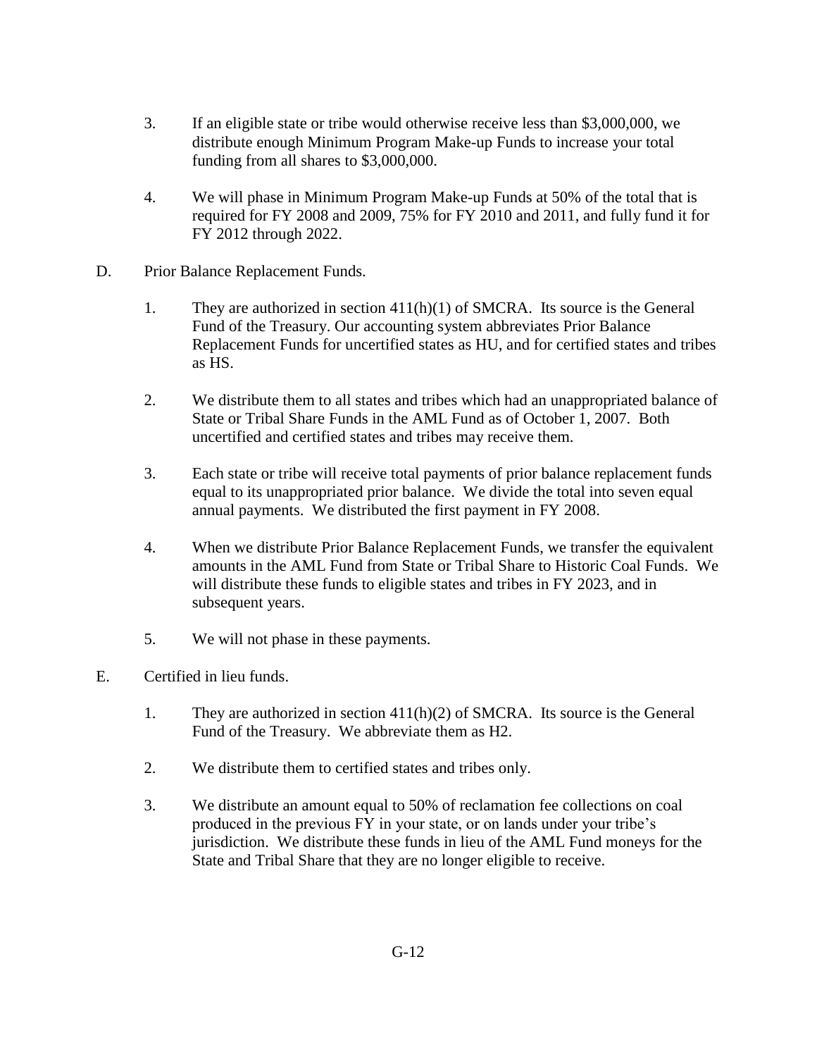3. If an eligible state or tribe would otherwise receive less than $3,000,000, we distribute enough Minimum Program Make-up Funds to increase your total funding from all shares to $3,000,000.

4. We will phase in Minimum Program Make-up Funds at 50% of the total that is required for FY 2008 and 2009, 75% for FY 2010 and 2011, and fully fund it for FY 2012 through 2022.

D. Prior Balance Replacement Funds.

   1. They are authorized in section 411(h)(1) of SMCRA. Its source is the General Fund of the Treasury. Our accounting system abbreviates Prior Balance Replacement Funds for uncertified states as HU, and for certified states and tribes as HS.

   2. We distribute them to all states and tribes which had an unappropriated balance of State or Tribal Share Funds in the AML Fund as of October 1, 2007. Both uncertified and certified states and tribes may receive them.

   3. Each state or tribe will receive total payments of prior balance replacement funds equal to its unappropriated prior balance. We divide the total into seven equal annual payments. We distributed the first payment in FY 2008.

   4. When we distribute Prior Balance Replacement Funds, we transfer the equivalent amounts in the AML Fund from State or Tribal Share to Historic Coal Funds. We will distribute these funds to eligible states and tribes in FY 2023, and in subsequent years.

   5. We will not phase in these payments.

E. Certified in lieu funds.

   1. They are authorized in section 411(h)(2) of SMCRA. Its source is the General Fund of the Treasury. We abbreviate them as H2.

   2. We distribute them to certified states and tribes only.

   3. We distribute an amount equal to 50% of reclamation fee collections on coal produced in the previous FY in your state, or on lands under your tribe's jurisdiction. We distribute these funds in lieu of the AML Fund moneys for the State and Tribal Share that they are no longer eligible to receive.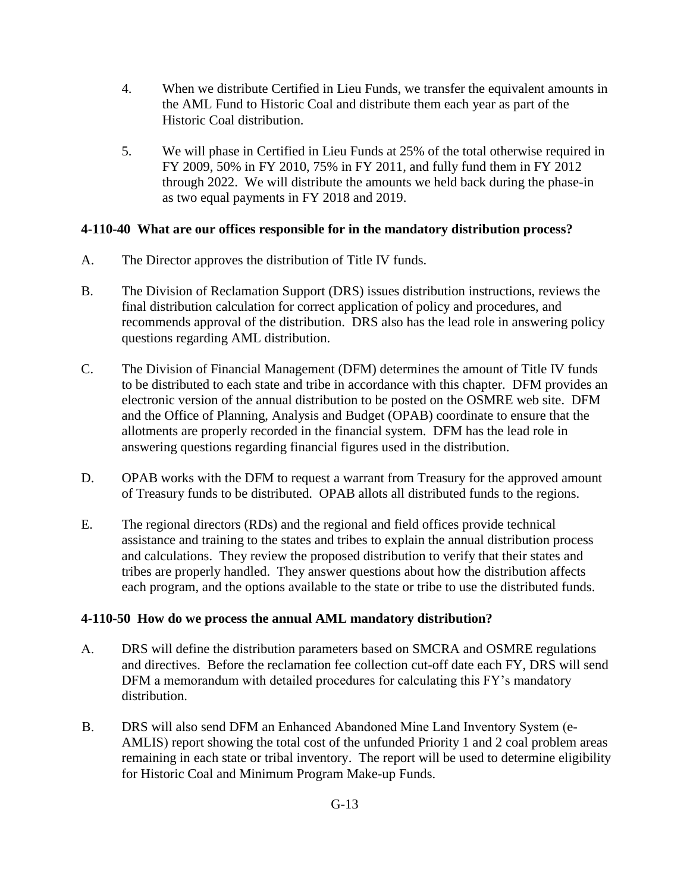4. When we distribute Certified in Lieu Funds, we transfer the equivalent amounts in the AML Fund to Historic Coal and distribute them each year as part of the Historic Coal distribution.

5. We will phase in Certified in Lieu Funds at 25% of the total otherwise required in FY 2009, 50% in FY 2010, 75% in FY 2011, and fully fund them in FY 2012 through 2022. We will distribute the amounts we held back during the phase-in as two equal payments in FY 2018 and 2019.

### 4-110-40 What are our offices responsible for in the mandatory distribution process?

A. The Director approves the distribution of Title IV funds.

B. The Division of Reclamation Support (DRS) issues distribution instructions, reviews the final distribution calculation for correct application of policy and procedures, and recommends approval of the distribution. DRS also has the lead role in answering policy questions regarding AML distribution.

C. The Division of Financial Management (DFM) determines the amount of Title IV funds to be distributed to each state and tribe in accordance with this chapter. DFM provides an electronic version of the annual distribution to be posted on the OSMRE web site. DFM and the Office of Planning, Analysis and Budget (OPAB) coordinate to ensure that the allotments are properly recorded in the financial system. DFM has the lead role in answering questions regarding financial figures used in the distribution.

D. OPAB works with the DFM to request a warrant from Treasury for the approved amount of Treasury funds to be distributed. OPAB allots all distributed funds to the regions.

E. The regional directors (RDs) and the regional and field offices provide technical assistance and training to the states and tribes to explain the annual distribution process and calculations. They review the proposed distribution to verify that their states and tribes are properly handled. They answer questions about how the distribution affects each program, and the options available to the state or tribe to use the distributed funds.

### 4-110-50 How do we process the annual AML mandatory distribution?

A. DRS will define the distribution parameters based on SMCRA and OSMRE regulations and directives. Before the reclamation fee collection cut-off date each FY, DRS will send DFM a memorandum with detailed procedures for calculating this FY's mandatory distribution.

B. DRS will also send DFM an Enhanced Abandoned Mine Land Inventory System (e-AMLIS) report showing the total cost of the unfunded Priority 1 and 2 coal problem areas remaining in each state or tribal inventory. The report will be used to determine eligibility for Historic Coal and Minimum Program Make-up Funds.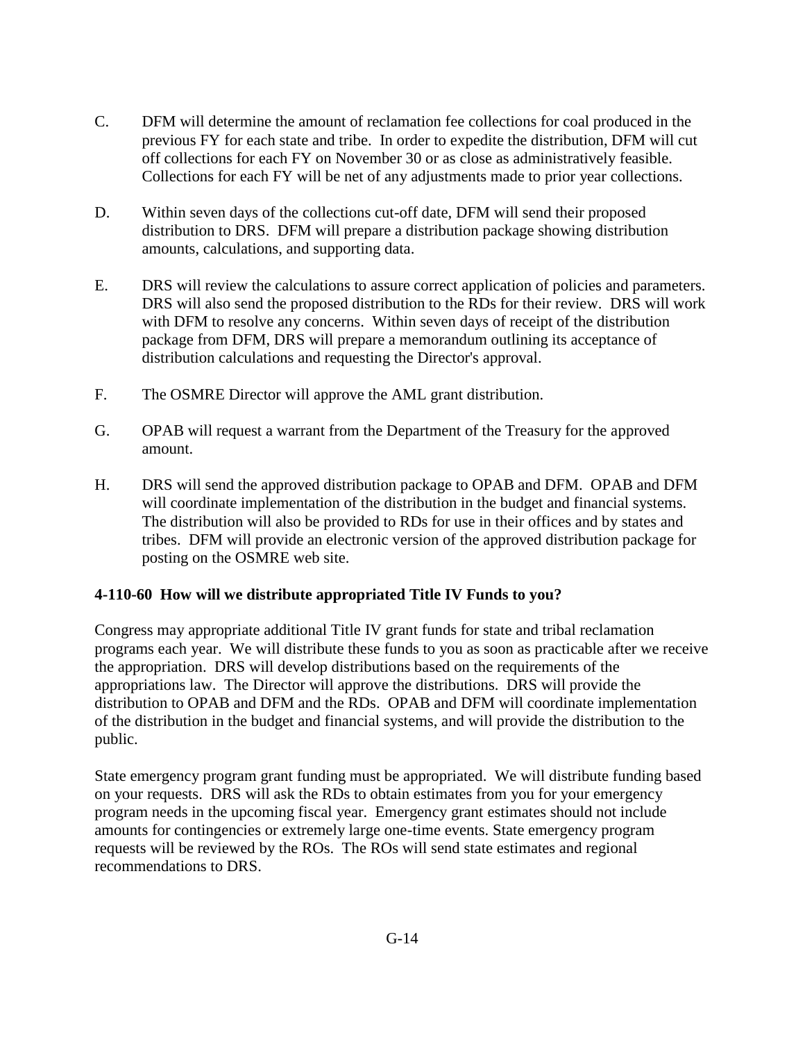C. DFM will determine the amount of reclamation fee collections for coal produced in the previous FY for each state and tribe. In order to expedite the distribution, DFM will cut off collections for each FY on November 30 or as close as administratively feasible. Collections for each FY will be net of any adjustments made to prior year collections.

D. Within seven days of the collections cut-off date, DFM will send their proposed distribution to DRS. DFM will prepare a distribution package showing distribution amounts, calculations, and supporting data.

E. DRS will review the calculations to assure correct application of policies and parameters. DRS will also send the proposed distribution to the RDs for their review. DRS will work with DFM to resolve any concerns. Within seven days of receipt of the distribution package from DFM, DRS will prepare a memorandum outlining its acceptance of distribution calculations and requesting the Director's approval.

F. The OSMRE Director will approve the AML grant distribution.

G. OPAB will request a warrant from the Department of the Treasury for the approved amount.

H. DRS will send the approved distribution package to OPAB and DFM. OPAB and DFM will coordinate implementation of the distribution in the budget and financial systems. The distribution will also be provided to RDs for use in their offices and by states and tribes. DFM will provide an electronic version of the approved distribution package for posting on the OSMRE web site.

**4-110-60 How will we distribute appropriated Title IV Funds to you?**

Congress may appropriate additional Title IV grant funds for state and tribal reclamation programs each year. We will distribute these funds to you as soon as practicable after we receive the appropriation. DRS will develop distributions based on the requirements of the appropriations law. The Director will approve the distributions. DRS will provide the distribution to OPAB and DFM and the RDs. OPAB and DFM will coordinate implementation of the distribution in the budget and financial systems, and will provide the distribution to the public.

State emergency program grant funding must be appropriated. We will distribute funding based on your requests. DRS will ask the RDs to obtain estimates from you for your emergency program needs in the upcoming fiscal year. Emergency grant estimates should not include amounts for contingencies or extremely large one-time events. State emergency program requests will be reviewed by the ROs. The ROs will send state estimates and regional recommendations to DRS.